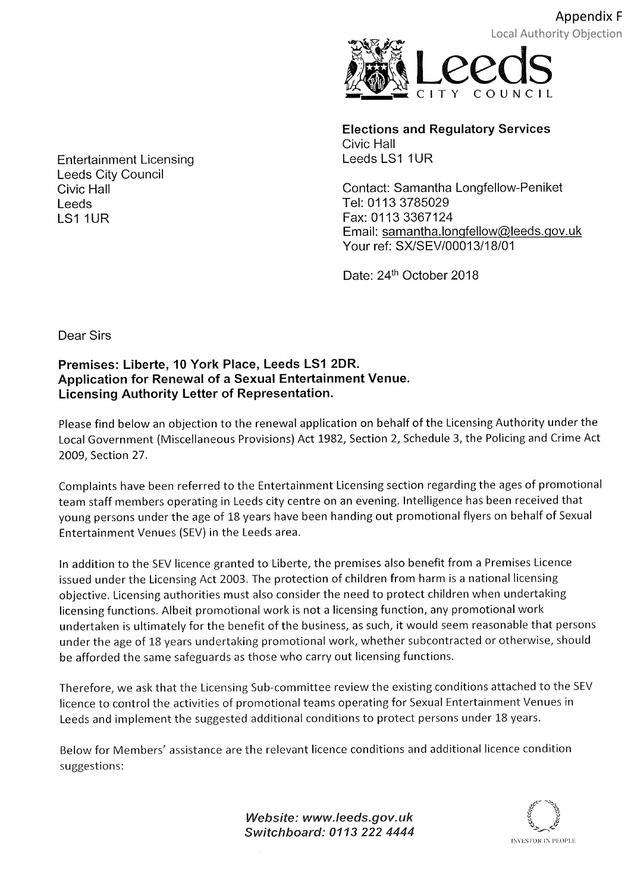Appendix F

Local Authority Objection

Leeds CITY COUNCIL

Entertainment Licensing
Leeds City Council
Civic Hall
Leeds
LS1 1UR

**Elections and Regulatory Services**
Civic Hall
Leeds LS1 1UR

Contact: Samantha Longfellow-Peniket
Tel: 0113 3785029
Fax: 0113 3367124
Email: samantha.longfellow@leeds.gov.uk
Your ref: SX/SEV/00013/18/01

Date: 24th October 2018

Dear Sirs

**Premises: Liberte, 10 York Place, Leeds LS1 2DR.**
**Application for Renewal of a Sexual Entertainment Venue.**
**Licensing Authority Letter of Representation.**

Please find below an objection to the renewal application on behalf of the Licensing Authority under the Local Government (Miscellaneous Provisions) Act 1982, Section 2, Schedule 3, the Policing and Crime Act 2009, Section 27.

Complaints have been referred to the Entertainment Licensing section regarding the ages of promotional team staff members operating in Leeds city centre on an evening. Intelligence has been received that young persons under the age of 18 years have been handing out promotional flyers on behalf of Sexual Entertainment Venues (SEV) in the Leeds area.

In addition to the SEV licence granted to Liberte, the premises also benefit from a Premises Licence issued under the Licensing Act 2003. The protection of children from harm is a national licensing objective. Licensing authorities must also consider the need to protect children when undertaking licensing functions. Albeit promotional work is not a licensing function, any promotional work undertaken is ultimately for the benefit of the business, as such, it would seem reasonable that persons under the age of 18 years undertaking promotional work, whether subcontracted or otherwise, should be afforded the same safeguards as those who carry out licensing functions.

Therefore, we ask that the Licensing Sub-committee review the existing conditions attached to the SEV licence to control the activities of promotional teams operating for Sexual Entertainment Venues in Leeds and implement the suggested additional conditions to protect persons under 18 years.

Below for Members' assistance are the relevant licence conditions and additional licence condition suggestions:

*Website: www.leeds.gov.uk*
*Switchboard: 0113 222 4444*

INVESTOR IN PEOPLE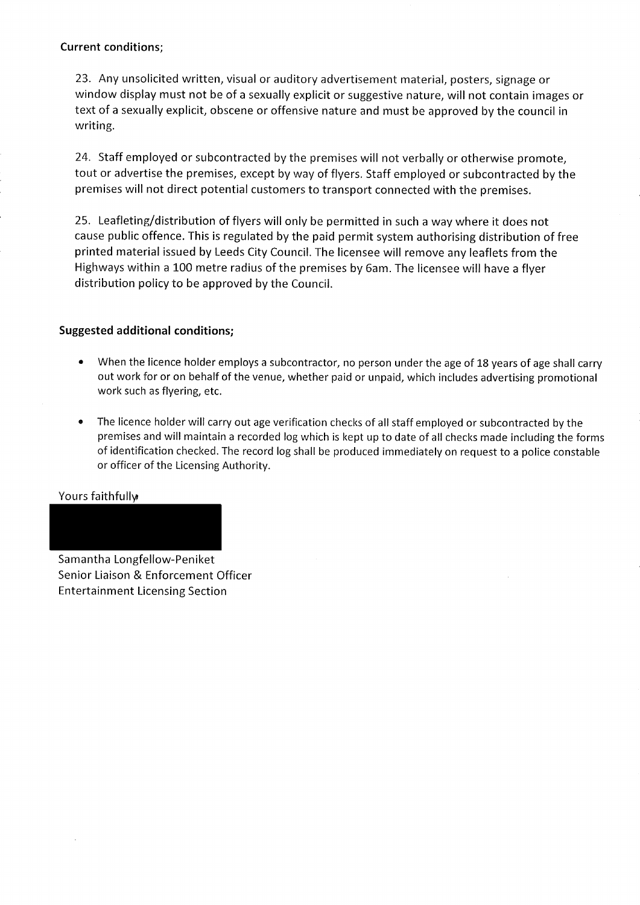**Current conditions;**

23. Any unsolicited written, visual or auditory advertisement material, posters, signage or window display must not be of a sexually explicit or suggestive nature, will not contain images or text of a sexually explicit, obscene or offensive nature and must be approved by the council in writing.

24. Staff employed or subcontracted by the premises will not verbally or otherwise promote, tout or advertise the premises, except by way of flyers. Staff employed or subcontracted by the premises will not direct potential customers to transport connected with the premises.

25. Leafleting/distribution of flyers will only be permitted in such a way where it does not cause public offence. This is regulated by the paid permit system authorising distribution of free printed material issued by Leeds City Council. The licensee will remove any leaflets from the Highways within a 100 metre radius of the premises by 6am. The licensee will have a flyer distribution policy to be approved by the Council.

**Suggested additional conditions;**

- When the licence holder employs a subcontractor, no person under the age of 18 years of age shall carry out work for or on behalf of the venue, whether paid or unpaid, which includes advertising promotional work such as flyering, etc.
- The licence holder will carry out age verification checks of all staff employed or subcontracted by the premises and will maintain a recorded log which is kept up to date of all checks made including the forms of identification checked. The record log shall be produced immediately on request to a police constable or officer of the Licensing Authority.

Yours faithfully

Samantha Longfellow-Peniket
Senior Liaison & Enforcement Officer
Entertainment Licensing Section